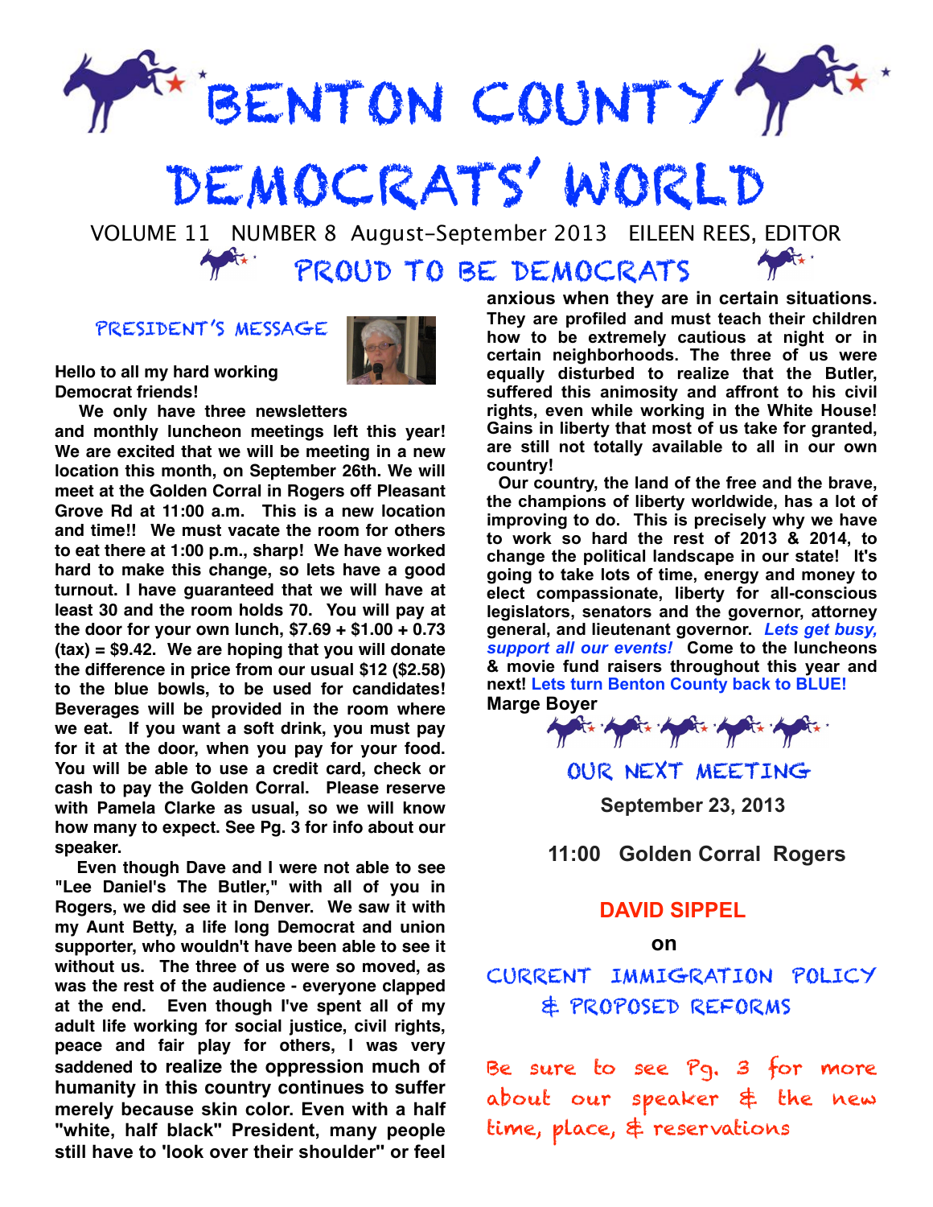# BENTON COUNTY DEMOCRATS' WORLD

VOLUME 11 NUMBER 8 August-September 2013 EILEEN REES, EDITOR

## PROUD TO BE DEMOCRATS

### PRESIDENT'S MESSAGE

**Hello to all my hard working Democrat friends!**

**We only have three newsletters and monthly luncheon meetings left this year! We are excited that we will be meeting in a new location this month, on September 26th. We will meet at the Golden Corral in Rogers off Pleasant Grove Rd at 11:00 a.m. This is a new location and time!! We must vacate the room for others to eat there at 1:00 p.m., sharp! We have worked hard to make this change, so lets have a good turnout. I have guaranteed that we will have at least 30 and the room holds 70. You will pay at the door for your own lunch, $7.69 + $1.00 + 0.73 (tax) = $9.42. We are hoping that you will donate the difference in price from our usual $12 ($2.58) to the blue bowls, to be used for candidates! Beverages will be provided in the room where we eat. If you want a soft drink, you must pay for it at the door, when you pay for your food. You will be able to use a credit card, check or cash to pay the Golden Corral. Please reserve with Pamela Clarke as usual, so we will know how many to expect. See Pg. 3 for info about our speaker.**

**Even though Dave and I were not able to see "Lee Daniel's The Butler," with all of you in Rogers, we did see it in Denver. We saw it with my Aunt Betty, a life long Democrat and union supporter, who wouldn't have been able to see it without us. The three of us were so moved, as was the rest of the audience - everyone clapped at the end. Even though I've spent all of my adult life working for social justice, civil rights, peace and fair play for others, I was very saddened to realize the oppression much of humanity in this country continues to suffer merely because skin color. Even with a half "white, half black" President, many people still have to 'look over their shoulder" or feel anxious when they are in certain situations. They are profiled and must teach their children how to be extremely cautious at night or in certain neighborhoods. The three of us were equally disturbed to realize that the Butler, suffered this animosity and affront to his civil rights, even while working in the White House! Gains in liberty that most of us take for granted, are still not totally available to all in our own country!**

**Our country, the land of the free and the brave, the champions of liberty worldwide, has a lot of improving to do. This is precisely why we have to work so hard the rest of 2013 & 2014, to change the political landscape in our state! It's going to take lots of time, energy and money to elect compassionate, liberty for all-conscious legislators, senators and the governor, attorney general, and lieutenant governor. *Lets get busy, support all our events!* Come to the luncheons & movie fund raisers throughout this year and next! Lets turn Benton County back to BLUE!**

**Marge Boyer**

### OUR NEXT MEETING

**September 23, 2013**

**11:00 Golden Corral Rogers**

**DAVID SIPPEL**

**on**

CURRENT IMMIGRATION POLICY & PROPOSED REFORMS

Be sure to see Pg. 3 for more about our speaker & the new time, place, & reservations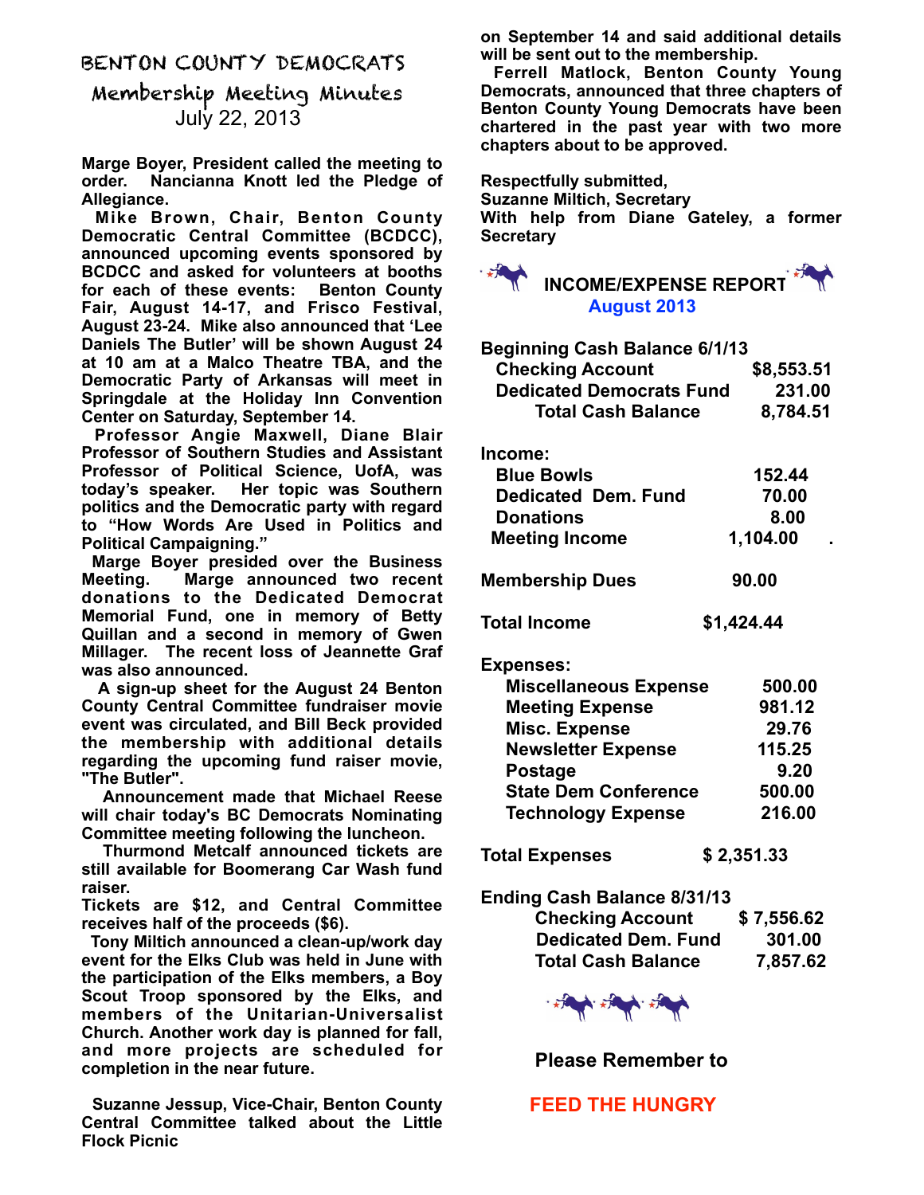# BENTON COUNTY DEMOCRATS

## Membership Meeting Minutes

July 22, 2013

**Marge Boyer, President called the meeting to order. Nancianna Knott led the Pledge of Allegiance.**

**Mike Brown, Chair, Benton County Democratic Central Committee (BCDCC), announced upcoming events sponsored by BCDCC and asked for volunteers at booths for each of these events: Benton County Fair, August 14-17, and Frisco Festival, August 23-24. Mike also announced that 'Lee Daniels The Butler' will be shown August 24 at 10 am at a Malco Theatre TBA, and the Democratic Party of Arkansas will meet in Springdale at the Holiday Inn Convention Center on Saturday, September 14.**

**Professor Angie Maxwell, Diane Blair Professor of Southern Studies and Assistant Professor of Political Science, UofA, was today's speaker. Her topic was Southern politics and the Democratic party with regard to "How Words Are Used in Politics and Political Campaigning."**

**Marge Boyer presided over the Business Meeting. Marge announced two recent donations to the Dedicated Democrat Memorial Fund, one in memory of Betty Quillan and a second in memory of Gwen Millager. The recent loss of Jeannette Graf was also announced.**

**A sign-up sheet for the August 24 Benton County Central Committee fundraiser movie event was circulated, and Bill Beck provided the membership with additional details regarding the upcoming fund raiser movie, "The Butler".**

**Announcement made that Michael Reese will chair today's BC Democrats Nominating Committee meeting following the luncheon.**

**Thurmond Metcalf announced tickets are still available for Boomerang Car Wash fund raiser.**
**Tickets are $12, and Central Committee receives half of the proceeds ($6).**

**Tony Miltich announced a clean-up/work day event for the Elks Club was held in June with the participation of the Elks members, a Boy Scout Troop sponsored by the Elks, and members of the Unitarian-Universalist Church. Another work day is planned for fall, and more projects are scheduled for completion in the near future.**

**Suzanne Jessup, Vice-Chair, Benton County Central Committee talked about the Little Flock Picnic on September 14 and said additional details will be sent out to the membership.**

**Ferrell Matlock, Benton County Young Democrats, announced that three chapters of Benton County Young Democrats have been chartered in the past year with two more chapters about to be approved.**

**Respectfully submitted,**
**Suzanne Miltich, Secretary**
**With help from Diane Gateley, a former Secretary**

## INCOME/EXPENSE REPORT
**August 2013**

| | |
|---|---|
| **Beginning Cash Balance 6/1/13** | |
| Checking Account | $8,553.51 |
| Dedicated Democrats Fund | 231.00 |
| Total Cash Balance | 8,784.51 |
| **Income:** | |
| Blue Bowls | 152.44 |
| Dedicated Dem. Fund | 70.00 |
| Donations | 8.00 |
| Meeting Income | 1,104.00 |
| Membership Dues | 90.00 |
| **Total Income** | $1,424.44 |
| **Expenses:** | |
| Miscellaneous Expense | 500.00 |
| Meeting Expense | 981.12 |
| Misc. Expense | 29.76 |
| Newsletter Expense | 115.25 |
| Postage | 9.20 |
| State Dem Conference | 500.00 |
| Technology Expense | 216.00 |
| **Total Expenses** | $ 2,351.33 |
| **Ending Cash Balance 8/31/13** | |
| Checking Account | $ 7,556.62 |
| Dedicated Dem. Fund | 301.00 |
| Total Cash Balance | 7,857.62 |

**Please Remember to**

**FEED THE HUNGRY**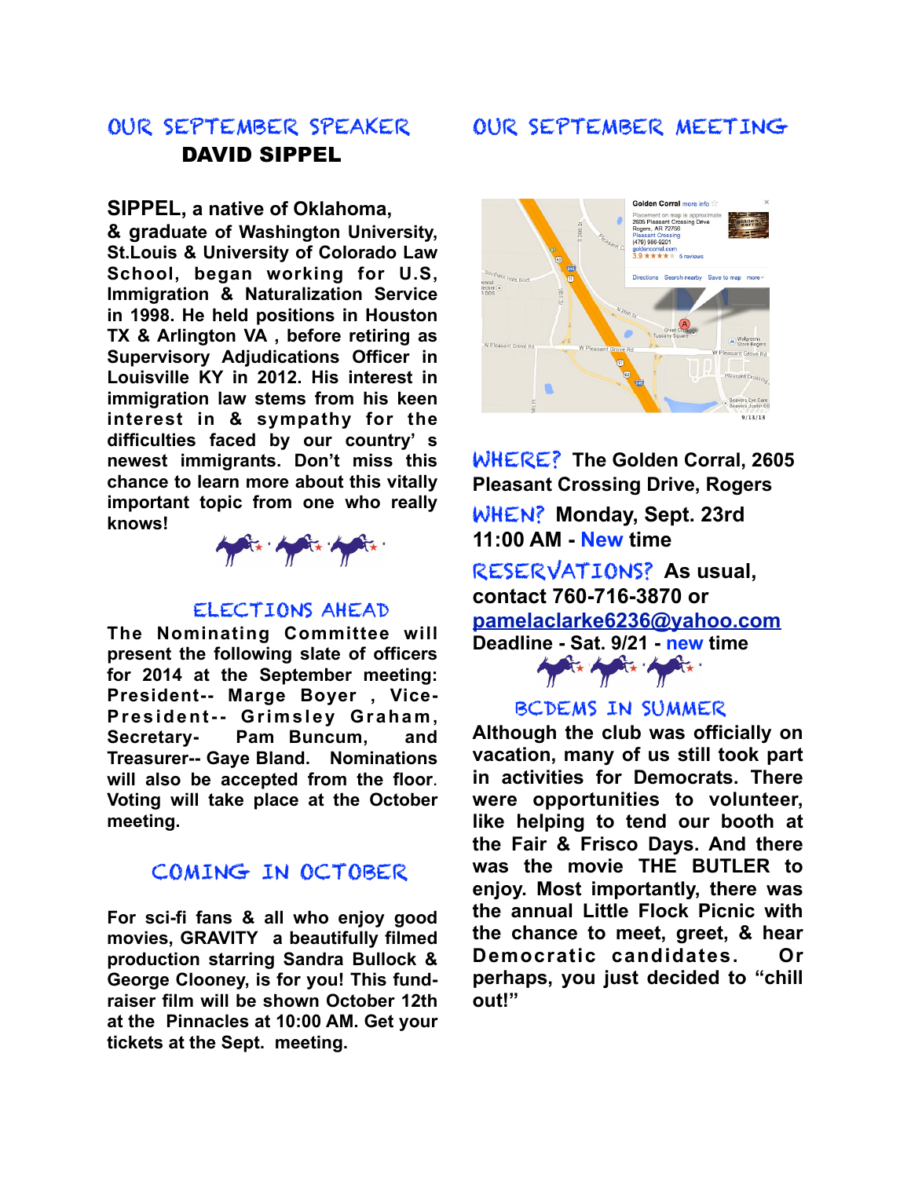## OUR SEPTEMBER SPEAKER

**DAVID SIPPEL**

**SIPPEL, a native of Oklahoma, & graduate of Washington University, St.Louis & University of Colorado Law School, began working for U.S, Immigration & Naturalization Service in 1998. He held positions in Houston TX & Arlington VA , before retiring as Supervisory Adjudications Officer in Louisville KY in 2012. His interest in immigration law stems from his keen interest in & sympathy for the difficulties faced by our country' s newest immigrants. Don't miss this chance to learn more about this vitally important topic from one who really knows!**

## ELECTIONS AHEAD

**The Nominating Committee will present the following slate of officers for 2014 at the September meeting: President-- Marge Boyer , Vice-President-- Grimsley Graham, Secretary- Pam Buncum, and Treasurer-- Gaye Bland. Nominations will also be accepted from the floor. Voting will take place at the October meeting.**

## COMING IN OCTOBER

**For sci-fi fans & all who enjoy good movies, GRAVITY a beautifully filmed production starring Sandra Bullock & George Clooney, is for you! This fund-raiser film will be shown October 12th at the Pinnacles at 10:00 AM. Get your tickets at the Sept. meeting.**

## OUR SEPTEMBER MEETING

**WHERE? The Golden Corral, 2605 Pleasant Crossing Drive, Rogers**

**WHEN? Monday, Sept. 23rd 11:00 AM - New time**

**RESERVATIONS? As usual, contact 760-716-3870 or [pamelaclarke6236@yahoo.com](mailto:pamelaclarke6236@yahoo.com)**

**Deadline - Sat. 9/21 - new time**

## BCDEMS IN SUMMER

**Although the club was officially on vacation, many of us still took part in activities for Democrats. There were opportunities to volunteer, like helping to tend our booth at the Fair & Frisco Days. And there was the movie THE BUTLER to enjoy. Most importantly, there was the annual Little Flock Picnic with the chance to meet, greet, & hear Democratic candidates. Or perhaps, you just decided to "chill out!"**